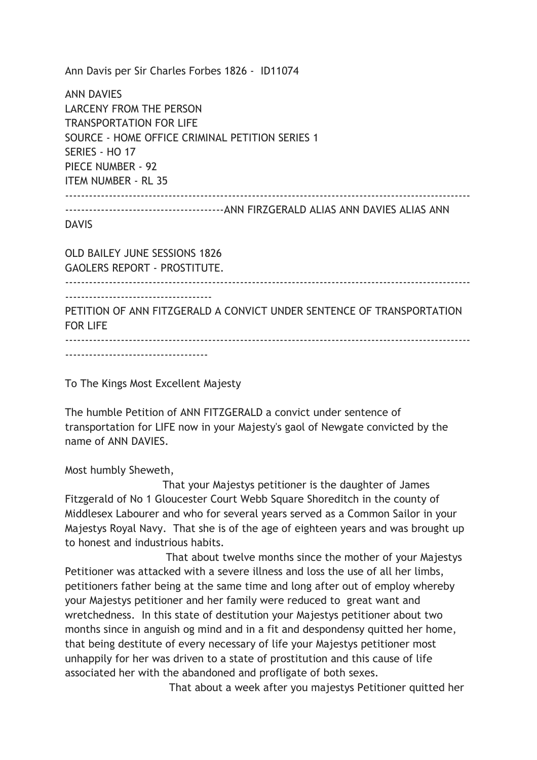Ann Davis per Sir Charles Forbes 1826 - ID11074

ANN DAVIES
LARCENY FROM THE PERSON
TRANSPORTATION FOR LIFE
SOURCE - HOME OFFICE CRIMINAL PETITION SERIES 1
SERIES - HO 17
PIECE NUMBER - 92
ITEM NUMBER - RL 35

---

---ANN FIRZGERALD ALIAS ANN DAVIES ALIAS ANN DAVIS

OLD BAILEY JUNE SESSIONS 1826
GAOLERS REPORT - PROSTITUTE.

---

PETITION OF ANN FITZGERALD A CONVICT UNDER SENTENCE OF TRANSPORTATION FOR LIFE

---

To The Kings Most Excellent Majesty

The humble Petition of ANN FITZGERALD a convict under sentence of transportation for LIFE now in your Majesty's gaol of Newgate convicted by the name of ANN DAVIES.

Most humbly Sheweth,

That your Majestys petitioner is the daughter of James Fitzgerald of No 1 Gloucester Court Webb Square Shoreditch in the county of Middlesex Labourer and who for several years served as a Common Sailor in your Majestys Royal Navy. That she is of the age of eighteen years and was brought up to honest and industrious habits.

That about twelve months since the mother of your Majestys Petitioner was attacked with a severe illness and loss the use of all her limbs, petitioners father being at the same time and long after out of employ whereby your Majestys petitioner and her family were reduced to great want and wretchedness. In this state of destitution your Majestys petitioner about two months since in anguish og mind and in a fit and despondensy quitted her home, that being destitute of every necessary of life your Majestys petitioner most unhappily for her was driven to a state of prostitution and this cause of life associated her with the abandoned and profligate of both sexes.

That about a week after you majestys Petitioner quitted her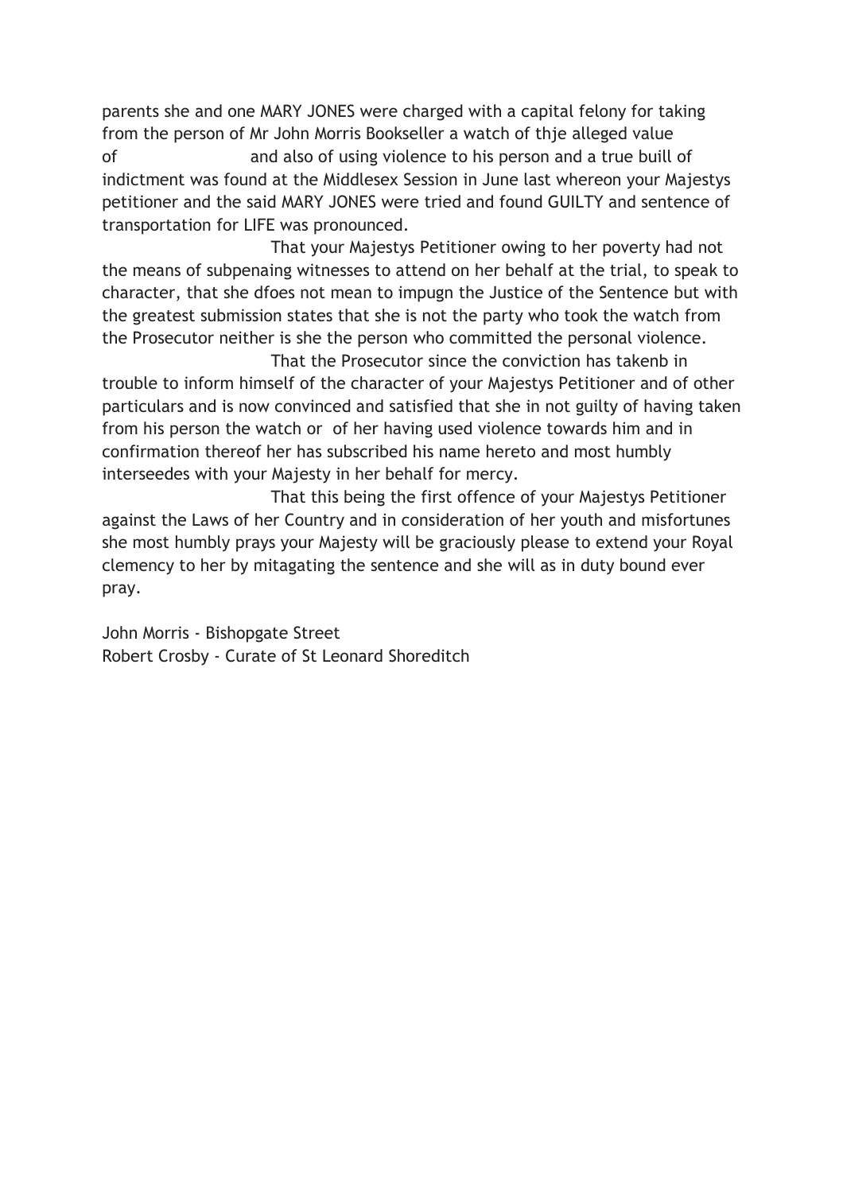parents she and one MARY JONES were charged with a capital felony for taking from the person of Mr John Morris Bookseller a watch of thje alleged value of                          and also of using violence to his person and a true buill of indictment was found at the Middlesex Session in June last whereon your Majestys petitioner and the said MARY JONES were tried and found GUILTY and sentence of transportation for LIFE was pronounced.

That your Majestys Petitioner owing to her poverty had not the means of subpenaing witnesses to attend on her behalf at the trial, to speak to character, that she dfoes not mean to impugn the Justice of the Sentence but with the greatest submission states that she is not the party who took the watch from the Prosecutor neither is she the person who committed the personal violence.

That the Prosecutor since the conviction has takenb in trouble to inform himself of the character of your Majestys Petitioner and of other particulars and is now convinced and satisfied that she in not guilty of having taken from his person the watch or  of her having used violence towards him and in confirmation thereof her has subscribed his name hereto and most humbly interseedes with your Majesty in her behalf for mercy.

That this being the first offence of your Majestys Petitioner against the Laws of her Country and in consideration of her youth and misfortunes she most humbly prays your Majesty will be graciously please to extend your Royal clemency to her by mitagating the sentence and she will as in duty bound ever pray.

John Morris - Bishopgate Street
Robert Crosby - Curate of St Leonard Shoreditch